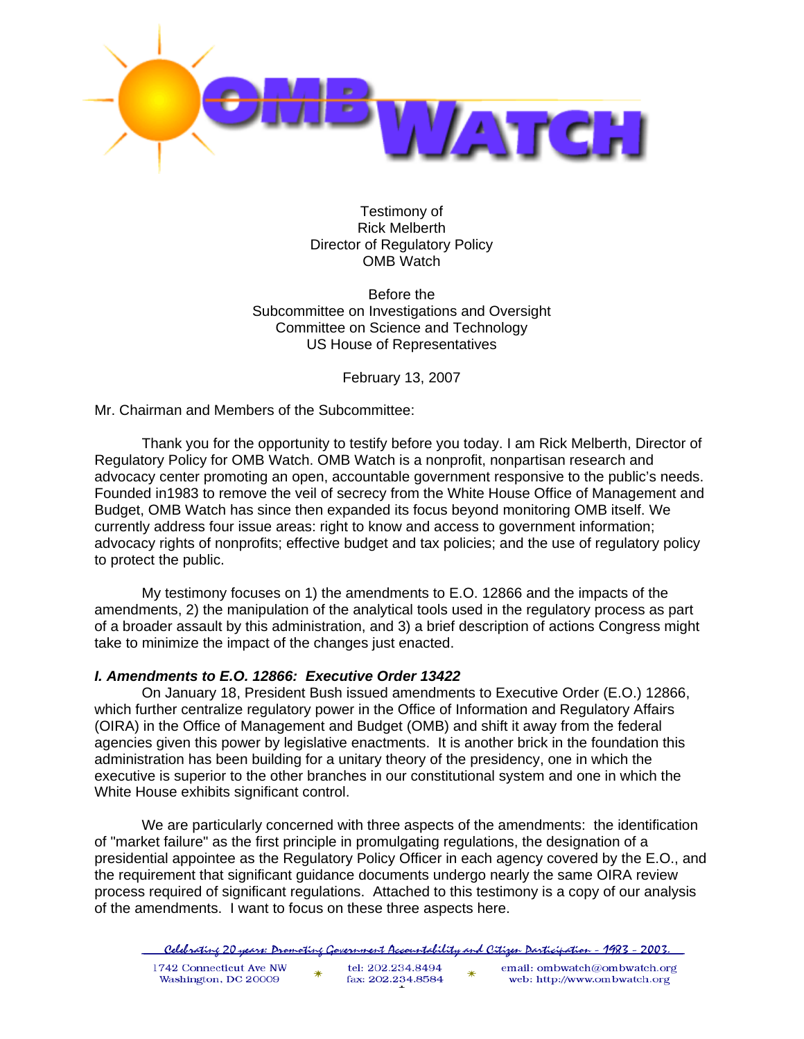Testimony of
Rick Melberth
Director of Regulatory Policy
OMB Watch

Before the
Subcommittee on Investigations and Oversight
Committee on Science and Technology
US House of Representatives

February 13, 2007

Mr. Chairman and Members of the Subcommittee:

Thank you for the opportunity to testify before you today. I am Rick Melberth, Director of Regulatory Policy for OMB Watch. OMB Watch is a nonprofit, nonpartisan research and advocacy center promoting an open, accountable government responsive to the public's needs. Founded in1983 to remove the veil of secrecy from the White House Office of Management and Budget, OMB Watch has since then expanded its focus beyond monitoring OMB itself. We currently address four issue areas: right to know and access to government information; advocacy rights of nonprofits; effective budget and tax policies; and the use of regulatory policy to protect the public.

My testimony focuses on 1) the amendments to E.O. 12866 and the impacts of the amendments, 2) the manipulation of the analytical tools used in the regulatory process as part of a broader assault by this administration, and 3) a brief description of actions Congress might take to minimize the impact of the changes just enacted.

### *I. Amendments to E.O. 12866: Executive Order 13422*

On January 18, President Bush issued amendments to Executive Order (E.O.) 12866, which further centralize regulatory power in the Office of Information and Regulatory Affairs (OIRA) in the Office of Management and Budget (OMB) and shift it away from the federal agencies given this power by legislative enactments. It is another brick in the foundation this administration has been building for a unitary theory of the presidency, one in which the executive is superior to the other branches in our constitutional system and one in which the White House exhibits significant control.

We are particularly concerned with three aspects of the amendments: the identification of "market failure" as the first principle in promulgating regulations, the designation of a presidential appointee as the Regulatory Policy Officer in each agency covered by the E.O., and the requirement that significant guidance documents undergo nearly the same OIRA review process required of significant regulations. Attached to this testimony is a copy of our analysis of the amendments. I want to focus on these three aspects here.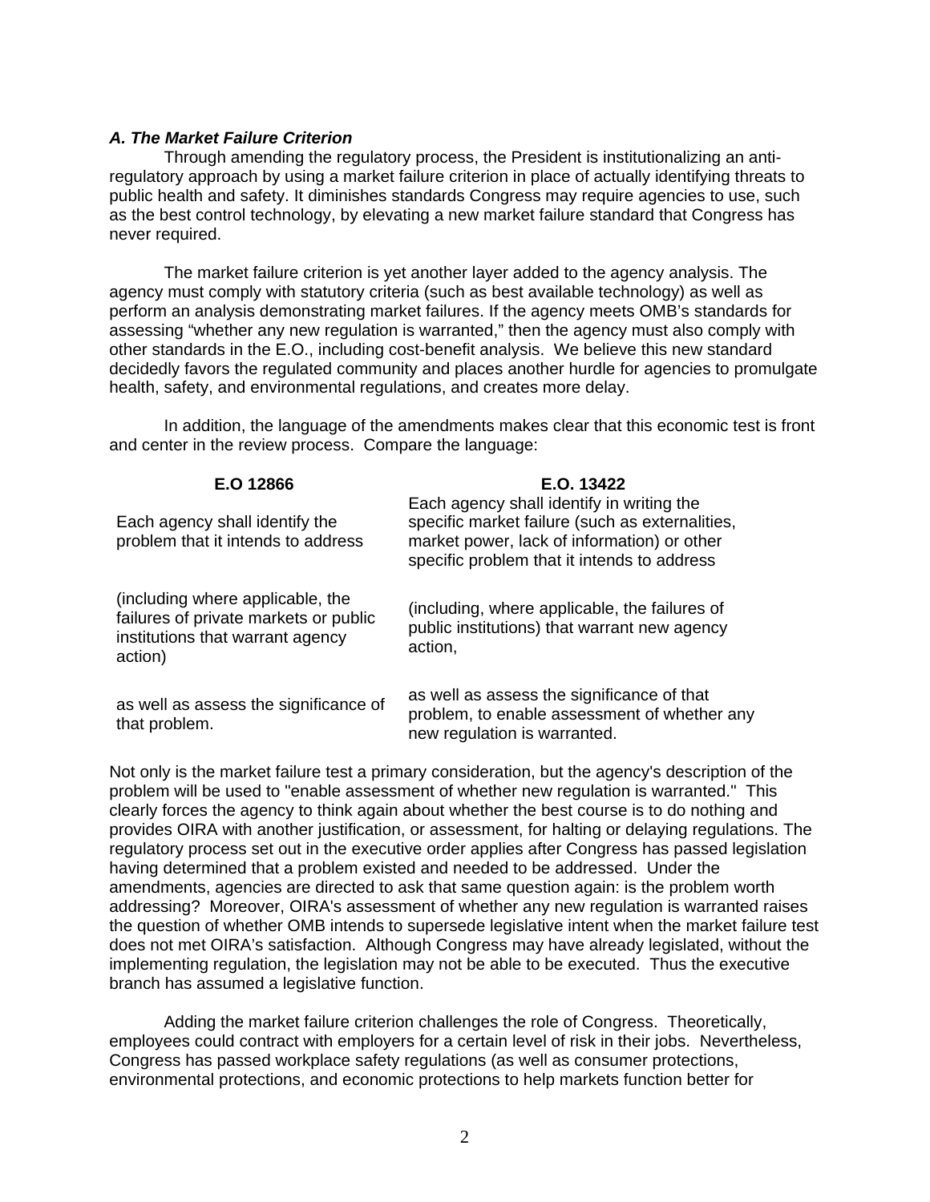***A. The Market Failure Criterion***

Through amending the regulatory process, the President is institutionalizing an anti-regulatory approach by using a market failure criterion in place of actually identifying threats to public health and safety. It diminishes standards Congress may require agencies to use, such as the best control technology, by elevating a new market failure standard that Congress has never required.

The market failure criterion is yet another layer added to the agency analysis. The agency must comply with statutory criteria (such as best available technology) as well as perform an analysis demonstrating market failures. If the agency meets OMB's standards for assessing "whether any new regulation is warranted," then the agency must also comply with other standards in the E.O., including cost-benefit analysis. We believe this new standard decidedly favors the regulated community and places another hurdle for agencies to promulgate health, safety, and environmental regulations, and creates more delay.

In addition, the language of the amendments makes clear that this economic test is front and center in the review process. Compare the language:

| E.O 12866 | E.O. 13422 |
|---|---|
| Each agency shall identify the problem that it intends to address | Each agency shall identify in writing the specific market failure (such as externalities, market power, lack of information) or other specific problem that it intends to address |
| (including where applicable, the failures of private markets or public institutions that warrant agency action) | (including, where applicable, the failures of public institutions) that warrant new agency action, |
| as well as assess the significance of that problem. | as well as assess the significance of that problem, to enable assessment of whether any new regulation is warranted. |

Not only is the market failure test a primary consideration, but the agency's description of the problem will be used to "enable assessment of whether new regulation is warranted." This clearly forces the agency to think again about whether the best course is to do nothing and provides OIRA with another justification, or assessment, for halting or delaying regulations. The regulatory process set out in the executive order applies after Congress has passed legislation having determined that a problem existed and needed to be addressed. Under the amendments, agencies are directed to ask that same question again: is the problem worth addressing? Moreover, OIRA's assessment of whether any new regulation is warranted raises the question of whether OMB intends to supersede legislative intent when the market failure test does not met OIRA's satisfaction. Although Congress may have already legislated, without the implementing regulation, the legislation may not be able to be executed. Thus the executive branch has assumed a legislative function.

Adding the market failure criterion challenges the role of Congress. Theoretically, employees could contract with employers for a certain level of risk in their jobs. Nevertheless, Congress has passed workplace safety regulations (as well as consumer protections, environmental protections, and economic protections to help markets function better for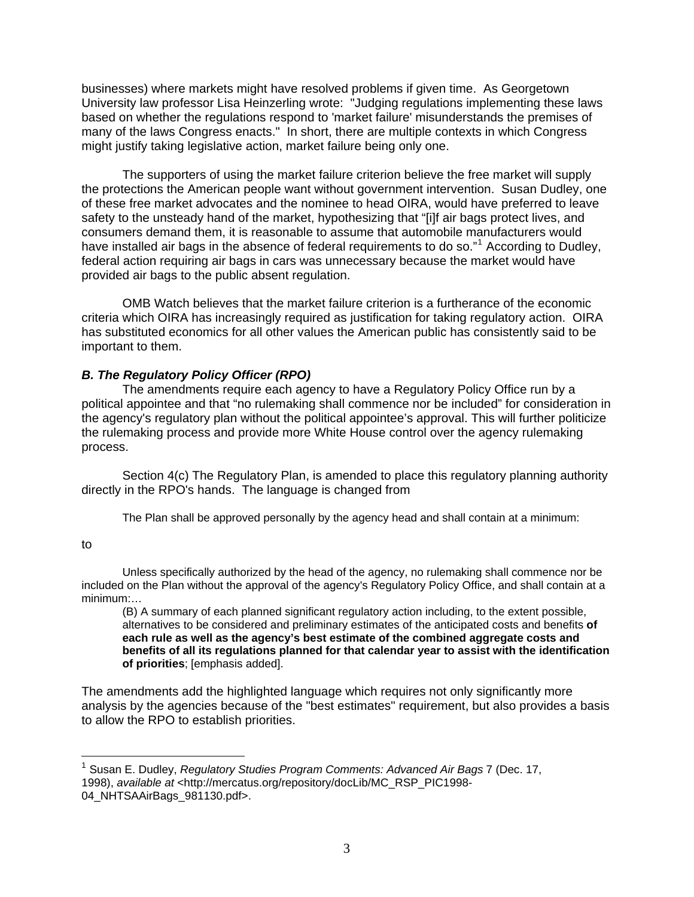businesses) where markets might have resolved problems if given time. As Georgetown University law professor Lisa Heinzerling wrote: "Judging regulations implementing these laws based on whether the regulations respond to 'market failure' misunderstands the premises of many of the laws Congress enacts." In short, there are multiple contexts in which Congress might justify taking legislative action, market failure being only one.

The supporters of using the market failure criterion believe the free market will supply the protections the American people want without government intervention. Susan Dudley, one of these free market advocates and the nominee to head OIRA, would have preferred to leave safety to the unsteady hand of the market, hypothesizing that "[i]f air bags protect lives, and consumers demand them, it is reasonable to assume that automobile manufacturers would have installed air bags in the absence of federal requirements to do so."[1] According to Dudley, federal action requiring air bags in cars was unnecessary because the market would have provided air bags to the public absent regulation.

OMB Watch believes that the market failure criterion is a furtherance of the economic criteria which OIRA has increasingly required as justification for taking regulatory action. OIRA has substituted economics for all other values the American public has consistently said to be important to them.

### *B. The Regulatory Policy Officer (RPO)*

The amendments require each agency to have a Regulatory Policy Office run by a political appointee and that "no rulemaking shall commence nor be included" for consideration in the agency's regulatory plan without the political appointee's approval. This will further politicize the rulemaking process and provide more White House control over the agency rulemaking process.

Section 4(c) The Regulatory Plan, is amended to place this regulatory planning authority directly in the RPO's hands. The language is changed from

> The Plan shall be approved personally by the agency head and shall contain at a minimum:

to

> Unless specifically authorized by the head of the agency, no rulemaking shall commence nor be included on the Plan without the approval of the agency's Regulatory Policy Office, and shall contain at a minimum:…
>
> (B) A summary of each planned significant regulatory action including, to the extent possible, alternatives to be considered and preliminary estimates of the anticipated costs and benefits **of each rule as well as the agency's best estimate of the combined aggregate costs and benefits of all its regulations planned for that calendar year to assist with the identification of priorities**; [emphasis added].

The amendments add the highlighted language which requires not only significantly more analysis by the agencies because of the "best estimates" requirement, but also provides a basis to allow the RPO to establish priorities.

---

[1] Susan E. Dudley, *Regulatory Studies Program Comments: Advanced Air Bags* 7 (Dec. 17, 1998), *available at* <http://mercatus.org/repository/docLib/MC_RSP_PIC1998-04_NHTSAAirBags_981130.pdf>.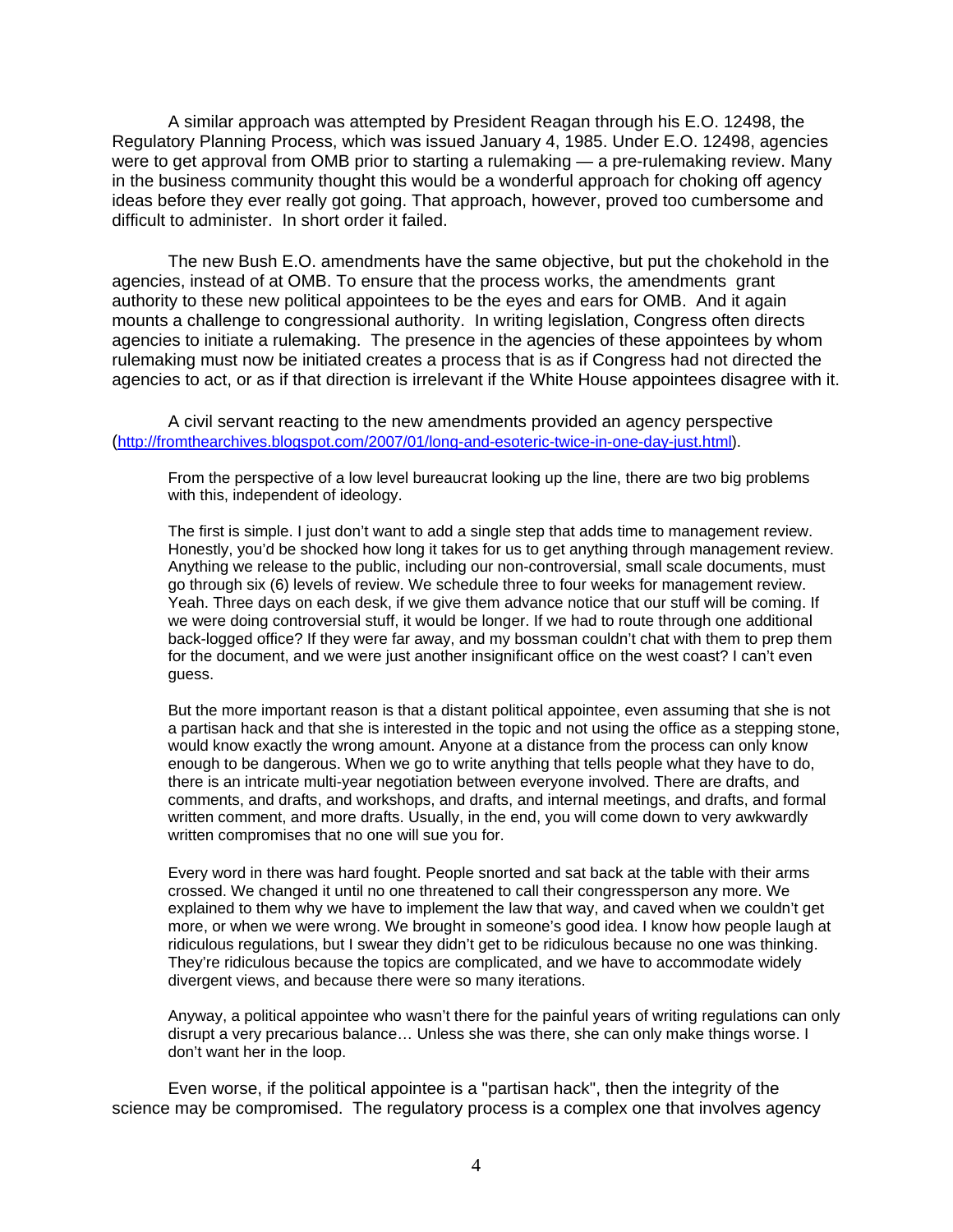A similar approach was attempted by President Reagan through his E.O. 12498, the Regulatory Planning Process, which was issued January 4, 1985. Under E.O. 12498, agencies were to get approval from OMB prior to starting a rulemaking — a pre-rulemaking review. Many in the business community thought this would be a wonderful approach for choking off agency ideas before they ever really got going. That approach, however, proved too cumbersome and difficult to administer. In short order it failed.

The new Bush E.O. amendments have the same objective, but put the chokehold in the agencies, instead of at OMB. To ensure that the process works, the amendments grant authority to these new political appointees to be the eyes and ears for OMB. And it again mounts a challenge to congressional authority. In writing legislation, Congress often directs agencies to initiate a rulemaking. The presence in the agencies of these appointees by whom rulemaking must now be initiated creates a process that is as if Congress had not directed the agencies to act, or as if that direction is irrelevant if the White House appointees disagree with it.

A civil servant reacting to the new amendments provided an agency perspective (http://fromthearchives.blogspot.com/2007/01/long-and-esoteric-twice-in-one-day-just.html).

> From the perspective of a low level bureaucrat looking up the line, there are two big problems with this, independent of ideology.
>
> The first is simple. I just don't want to add a single step that adds time to management review. Honestly, you'd be shocked how long it takes for us to get anything through management review. Anything we release to the public, including our non-controversial, small scale documents, must go through six (6) levels of review. We schedule three to four weeks for management review. Yeah. Three days on each desk, if we give them advance notice that our stuff will be coming. If we were doing controversial stuff, it would be longer. If we had to route through one additional back-logged office? If they were far away, and my bossman couldn't chat with them to prep them for the document, and we were just another insignificant office on the west coast? I can't even guess.
>
> But the more important reason is that a distant political appointee, even assuming that she is not a partisan hack and that she is interested in the topic and not using the office as a stepping stone, would know exactly the wrong amount. Anyone at a distance from the process can only know enough to be dangerous. When we go to write anything that tells people what they have to do, there is an intricate multi-year negotiation between everyone involved. There are drafts, and comments, and drafts, and workshops, and drafts, and internal meetings, and drafts, and formal written comment, and more drafts. Usually, in the end, you will come down to very awkwardly written compromises that no one will sue you for.
>
> Every word in there was hard fought. People snorted and sat back at the table with their arms crossed. We changed it until no one threatened to call their congressperson any more. We explained to them why we have to implement the law that way, and caved when we couldn't get more, or when we were wrong. We brought in someone's good idea. I know how people laugh at ridiculous regulations, but I swear they didn't get to be ridiculous because no one was thinking. They're ridiculous because the topics are complicated, and we have to accommodate widely divergent views, and because there were so many iterations.
>
> Anyway, a political appointee who wasn't there for the painful years of writing regulations can only disrupt a very precarious balance… Unless she was there, she can only make things worse. I don't want her in the loop.

Even worse, if the political appointee is a "partisan hack", then the integrity of the science may be compromised. The regulatory process is a complex one that involves agency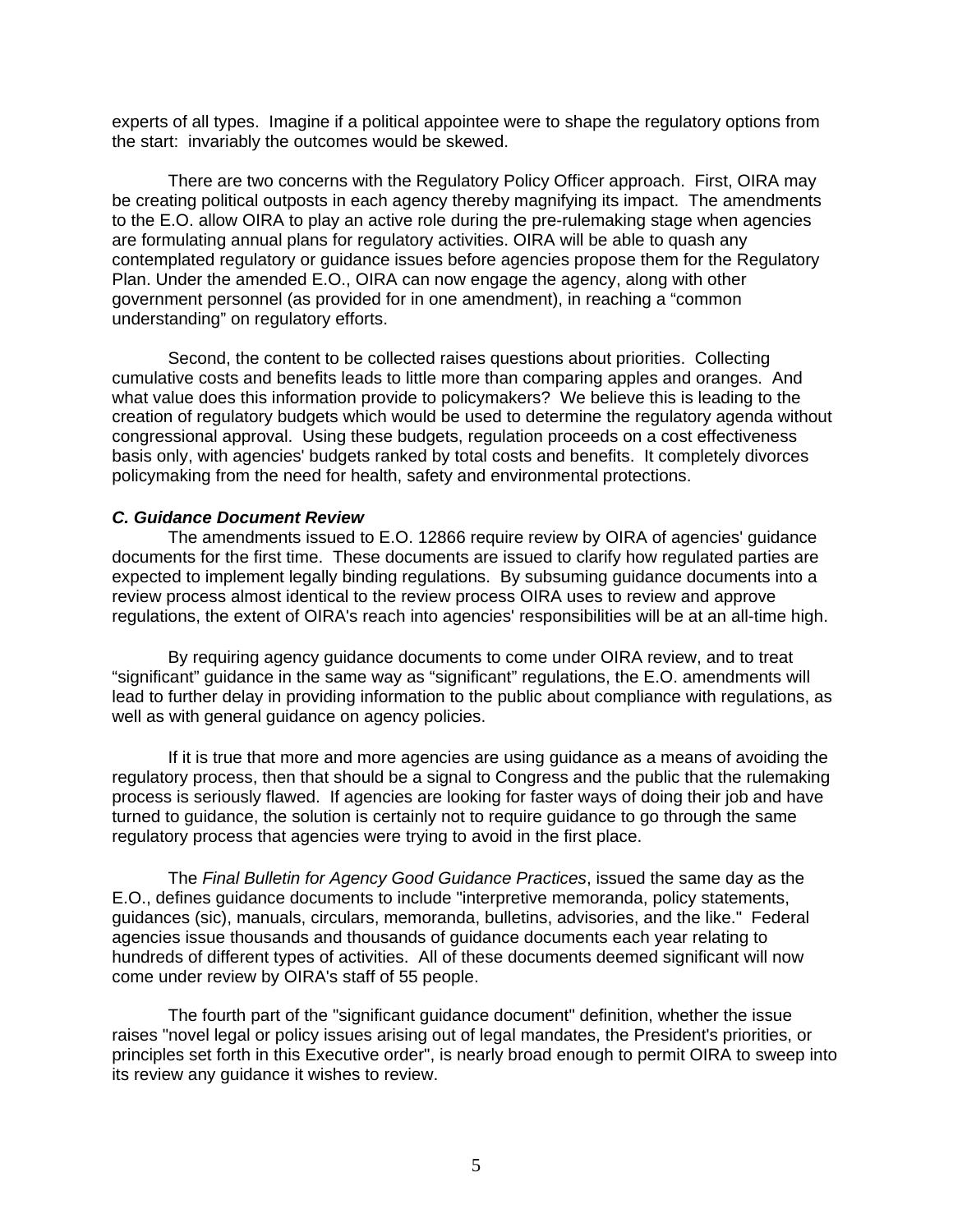experts of all types. Imagine if a political appointee were to shape the regulatory options from the start: invariably the outcomes would be skewed.

There are two concerns with the Regulatory Policy Officer approach. First, OIRA may be creating political outposts in each agency thereby magnifying its impact. The amendments to the E.O. allow OIRA to play an active role during the pre-rulemaking stage when agencies are formulating annual plans for regulatory activities. OIRA will be able to quash any contemplated regulatory or guidance issues before agencies propose them for the Regulatory Plan. Under the amended E.O., OIRA can now engage the agency, along with other government personnel (as provided for in one amendment), in reaching a "common understanding" on regulatory efforts.

Second, the content to be collected raises questions about priorities. Collecting cumulative costs and benefits leads to little more than comparing apples and oranges. And what value does this information provide to policymakers? We believe this is leading to the creation of regulatory budgets which would be used to determine the regulatory agenda without congressional approval. Using these budgets, regulation proceeds on a cost effectiveness basis only, with agencies' budgets ranked by total costs and benefits. It completely divorces policymaking from the need for health, safety and environmental protections.

### *C. Guidance Document Review*

The amendments issued to E.O. 12866 require review by OIRA of agencies' guidance documents for the first time. These documents are issued to clarify how regulated parties are expected to implement legally binding regulations. By subsuming guidance documents into a review process almost identical to the review process OIRA uses to review and approve regulations, the extent of OIRA's reach into agencies' responsibilities will be at an all-time high.

By requiring agency guidance documents to come under OIRA review, and to treat "significant" guidance in the same way as "significant" regulations, the E.O. amendments will lead to further delay in providing information to the public about compliance with regulations, as well as with general guidance on agency policies.

If it is true that more and more agencies are using guidance as a means of avoiding the regulatory process, then that should be a signal to Congress and the public that the rulemaking process is seriously flawed. If agencies are looking for faster ways of doing their job and have turned to guidance, the solution is certainly not to require guidance to go through the same regulatory process that agencies were trying to avoid in the first place.

The *Final Bulletin for Agency Good Guidance Practices*, issued the same day as the E.O., defines guidance documents to include "interpretive memoranda, policy statements, guidances (sic), manuals, circulars, memoranda, bulletins, advisories, and the like." Federal agencies issue thousands and thousands of guidance documents each year relating to hundreds of different types of activities. All of these documents deemed significant will now come under review by OIRA's staff of 55 people.

The fourth part of the "significant guidance document" definition, whether the issue raises "novel legal or policy issues arising out of legal mandates, the President's priorities, or principles set forth in this Executive order", is nearly broad enough to permit OIRA to sweep into its review any guidance it wishes to review.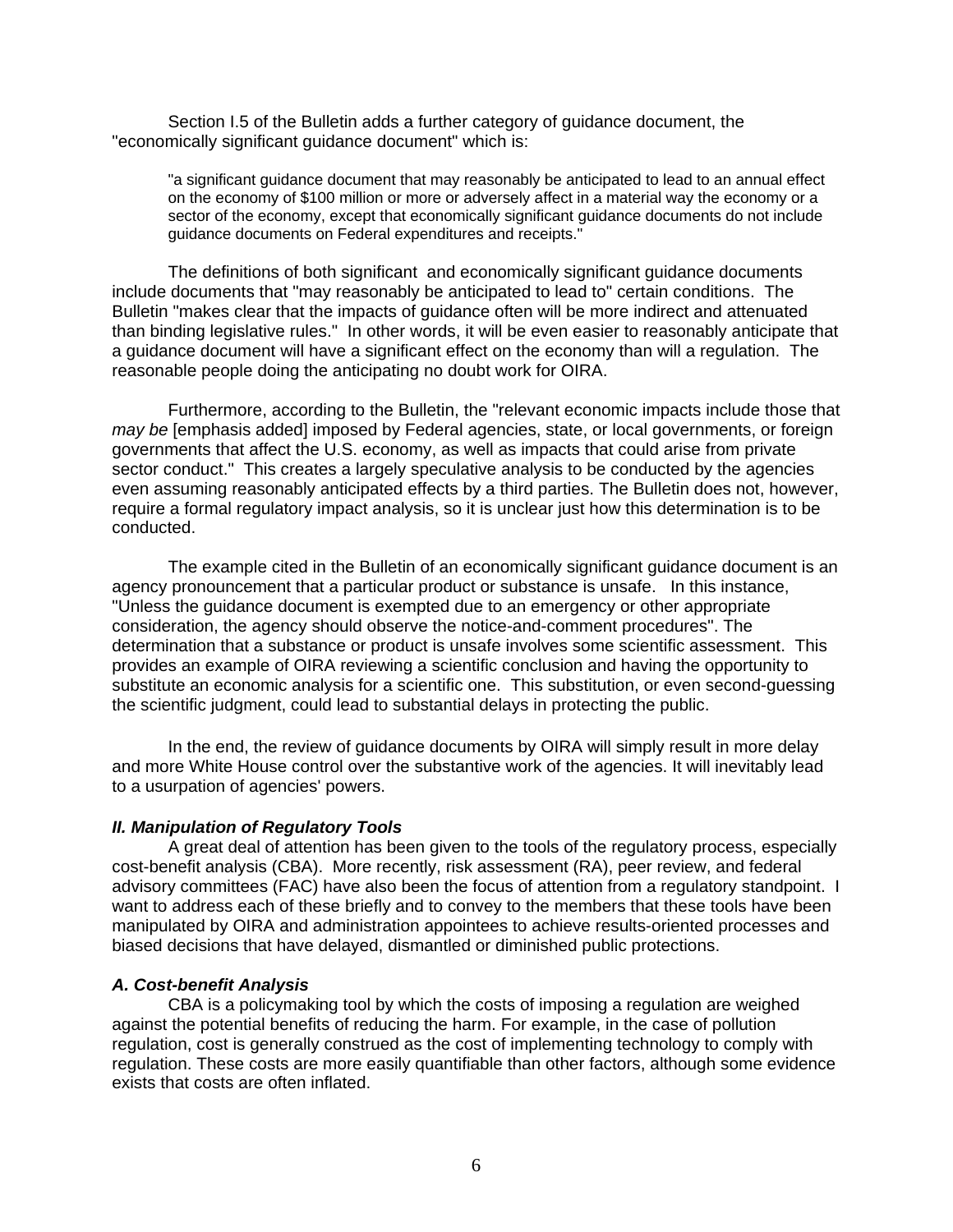Section I.5 of the Bulletin adds a further category of guidance document, the "economically significant guidance document" which is:

> "a significant guidance document that may reasonably be anticipated to lead to an annual effect on the economy of $100 million or more or adversely affect in a material way the economy or a sector of the economy, except that economically significant guidance documents do not include guidance documents on Federal expenditures and receipts."

The definitions of both significant and economically significant guidance documents include documents that "may reasonably be anticipated to lead to" certain conditions. The Bulletin "makes clear that the impacts of guidance often will be more indirect and attenuated than binding legislative rules." In other words, it will be even easier to reasonably anticipate that a guidance document will have a significant effect on the economy than will a regulation. The reasonable people doing the anticipating no doubt work for OIRA.

Furthermore, according to the Bulletin, the "relevant economic impacts include those that *may be* [emphasis added] imposed by Federal agencies, state, or local governments, or foreign governments that affect the U.S. economy, as well as impacts that could arise from private sector conduct." This creates a largely speculative analysis to be conducted by the agencies even assuming reasonably anticipated effects by a third parties. The Bulletin does not, however, require a formal regulatory impact analysis, so it is unclear just how this determination is to be conducted.

The example cited in the Bulletin of an economically significant guidance document is an agency pronouncement that a particular product or substance is unsafe. In this instance, "Unless the guidance document is exempted due to an emergency or other appropriate consideration, the agency should observe the notice-and-comment procedures". The determination that a substance or product is unsafe involves some scientific assessment. This provides an example of OIRA reviewing a scientific conclusion and having the opportunity to substitute an economic analysis for a scientific one. This substitution, or even second-guessing the scientific judgment, could lead to substantial delays in protecting the public.

In the end, the review of guidance documents by OIRA will simply result in more delay and more White House control over the substantive work of the agencies. It will inevitably lead to a usurpation of agencies' powers.

### *II. Manipulation of Regulatory Tools*

A great deal of attention has been given to the tools of the regulatory process, especially cost-benefit analysis (CBA). More recently, risk assessment (RA), peer review, and federal advisory committees (FAC) have also been the focus of attention from a regulatory standpoint. I want to address each of these briefly and to convey to the members that these tools have been manipulated by OIRA and administration appointees to achieve results-oriented processes and biased decisions that have delayed, dismantled or diminished public protections.

#### *A. Cost-benefit Analysis*

CBA is a policymaking tool by which the costs of imposing a regulation are weighed against the potential benefits of reducing the harm. For example, in the case of pollution regulation, cost is generally construed as the cost of implementing technology to comply with regulation. These costs are more easily quantifiable than other factors, although some evidence exists that costs are often inflated.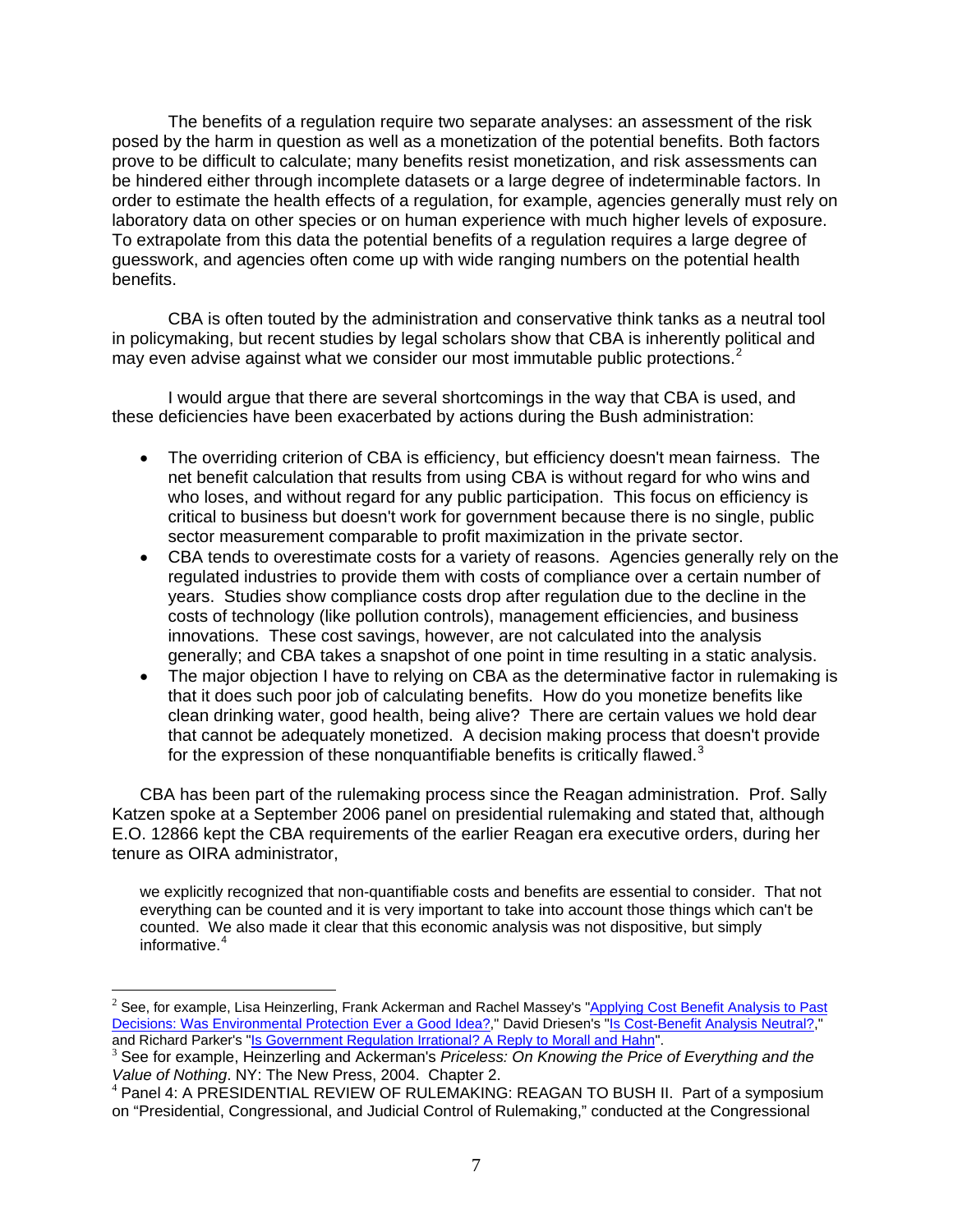The benefits of a regulation require two separate analyses: an assessment of the risk posed by the harm in question as well as a monetization of the potential benefits. Both factors prove to be difficult to calculate; many benefits resist monetization, and risk assessments can be hindered either through incomplete datasets or a large degree of indeterminable factors. In order to estimate the health effects of a regulation, for example, agencies generally must rely on laboratory data on other species or on human experience with much higher levels of exposure. To extrapolate from this data the potential benefits of a regulation requires a large degree of guesswork, and agencies often come up with wide ranging numbers on the potential health benefits.

CBA is often touted by the administration and conservative think tanks as a neutral tool in policymaking, but recent studies by legal scholars show that CBA is inherently political and may even advise against what we consider our most immutable public protections.[2]

I would argue that there are several shortcomings in the way that CBA is used, and these deficiencies have been exacerbated by actions during the Bush administration:

- The overriding criterion of CBA is efficiency, but efficiency doesn't mean fairness. The net benefit calculation that results from using CBA is without regard for who wins and who loses, and without regard for any public participation. This focus on efficiency is critical to business but doesn't work for government because there is no single, public sector measurement comparable to profit maximization in the private sector.
- CBA tends to overestimate costs for a variety of reasons. Agencies generally rely on the regulated industries to provide them with costs of compliance over a certain number of years. Studies show compliance costs drop after regulation due to the decline in the costs of technology (like pollution controls), management efficiencies, and business innovations. These cost savings, however, are not calculated into the analysis generally; and CBA takes a snapshot of one point in time resulting in a static analysis.
- The major objection I have to relying on CBA as the determinative factor in rulemaking is that it does such poor job of calculating benefits. How do you monetize benefits like clean drinking water, good health, being alive? There are certain values we hold dear that cannot be adequately monetized. A decision making process that doesn't provide for the expression of these nonquantifiable benefits is critically flawed.[3]

CBA has been part of the rulemaking process since the Reagan administration. Prof. Sally Katzen spoke at a September 2006 panel on presidential rulemaking and stated that, although E.O. 12866 kept the CBA requirements of the earlier Reagan era executive orders, during her tenure as OIRA administrator,

> we explicitly recognized that non-quantifiable costs and benefits are essential to consider. That not everything can be counted and it is very important to take into account those things which can't be counted. We also made it clear that this economic analysis was not dispositive, but simply informative.[4]

---

[2] See, for example, Lisa Heinzerling, Frank Ackerman and Rachel Massey's "Applying Cost Benefit Analysis to Past Decisions: Was Environmental Protection Ever a Good Idea?," David Driesen's "Is Cost-Benefit Analysis Neutral?," and Richard Parker's "Is Government Regulation Irrational? A Reply to Morall and Hahn".

[3] See for example, Heinzerling and Ackerman's *Priceless: On Knowing the Price of Everything and the Value of Nothing*. NY: The New Press, 2004. Chapter 2.

[4] Panel 4: A PRESIDENTIAL REVIEW OF RULEMAKING: REAGAN TO BUSH II. Part of a symposium on "Presidential, Congressional, and Judicial Control of Rulemaking," conducted at the Congressional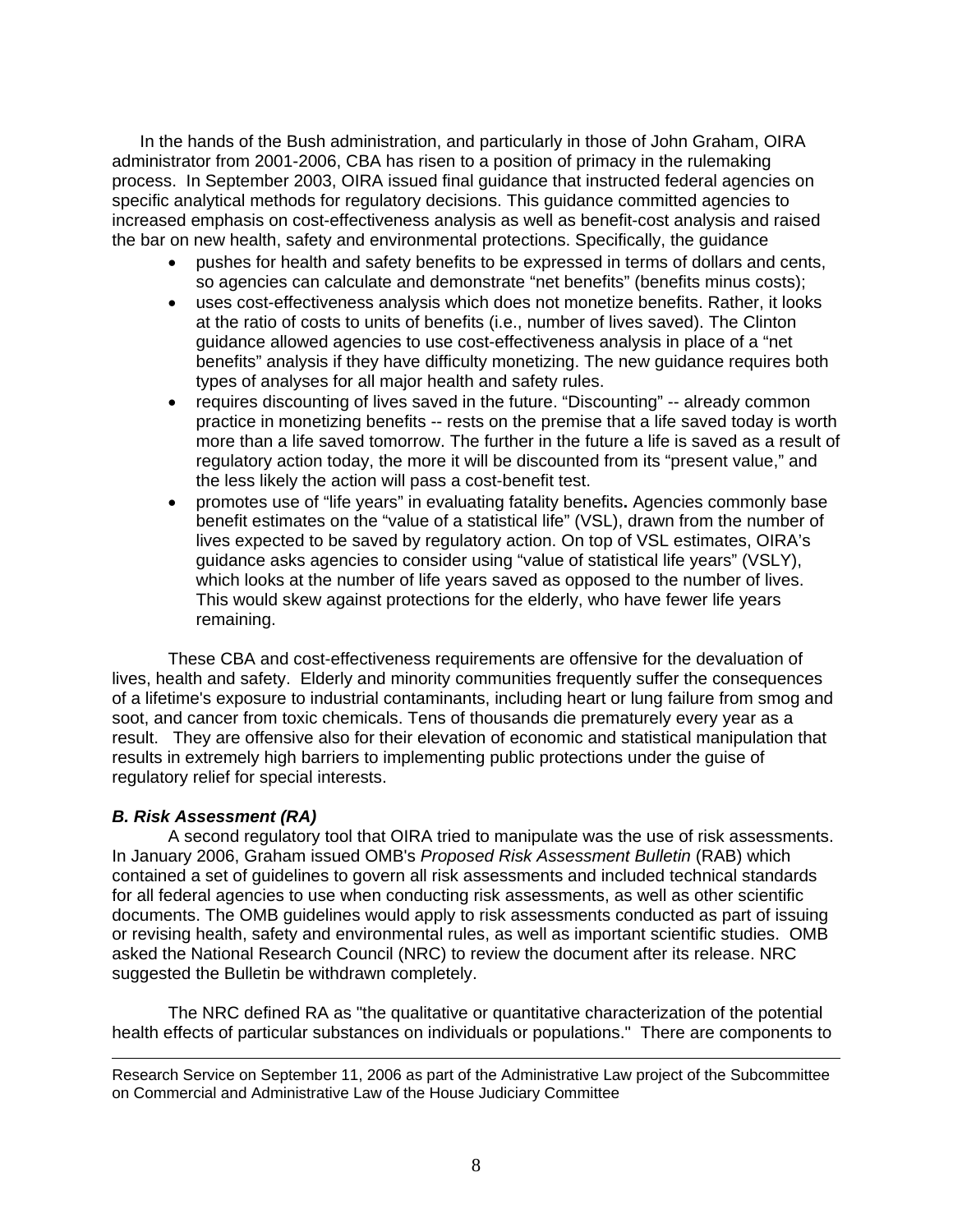In the hands of the Bush administration, and particularly in those of John Graham, OIRA administrator from 2001-2006, CBA has risen to a position of primacy in the rulemaking process. In September 2003, OIRA issued final guidance that instructed federal agencies on specific analytical methods for regulatory decisions. This guidance committed agencies to increased emphasis on cost-effectiveness analysis as well as benefit-cost analysis and raised the bar on new health, safety and environmental protections. Specifically, the guidance

- pushes for health and safety benefits to be expressed in terms of dollars and cents, so agencies can calculate and demonstrate "net benefits" (benefits minus costs);
- uses cost-effectiveness analysis which does not monetize benefits. Rather, it looks at the ratio of costs to units of benefits (i.e., number of lives saved). The Clinton guidance allowed agencies to use cost-effectiveness analysis in place of a "net benefits" analysis if they have difficulty monetizing. The new guidance requires both types of analyses for all major health and safety rules.
- requires discounting of lives saved in the future. "Discounting" -- already common practice in monetizing benefits -- rests on the premise that a life saved today is worth more than a life saved tomorrow. The further in the future a life is saved as a result of regulatory action today, the more it will be discounted from its "present value," and the less likely the action will pass a cost-benefit test.
- promotes use of "life years" in evaluating fatality benefits**.** Agencies commonly base benefit estimates on the "value of a statistical life" (VSL), drawn from the number of lives expected to be saved by regulatory action. On top of VSL estimates, OIRA's guidance asks agencies to consider using "value of statistical life years" (VSLY), which looks at the number of life years saved as opposed to the number of lives. This would skew against protections for the elderly, who have fewer life years remaining.

These CBA and cost-effectiveness requirements are offensive for the devaluation of lives, health and safety. Elderly and minority communities frequently suffer the consequences of a lifetime's exposure to industrial contaminants, including heart or lung failure from smog and soot, and cancer from toxic chemicals. Tens of thousands die prematurely every year as a result. They are offensive also for their elevation of economic and statistical manipulation that results in extremely high barriers to implementing public protections under the guise of regulatory relief for special interests.

### *B. Risk Assessment (RA)*

A second regulatory tool that OIRA tried to manipulate was the use of risk assessments. In January 2006, Graham issued OMB's *Proposed Risk Assessment Bulletin* (RAB) which contained a set of guidelines to govern all risk assessments and included technical standards for all federal agencies to use when conducting risk assessments, as well as other scientific documents. The OMB guidelines would apply to risk assessments conducted as part of issuing or revising health, safety and environmental rules, as well as important scientific studies. OMB asked the National Research Council (NRC) to review the document after its release. NRC suggested the Bulletin be withdrawn completely.

The NRC defined RA as "the qualitative or quantitative characterization of the potential health effects of particular substances on individuals or populations." There are components to

---

Research Service on September 11, 2006 as part of the Administrative Law project of the Subcommittee on Commercial and Administrative Law of the House Judiciary Committee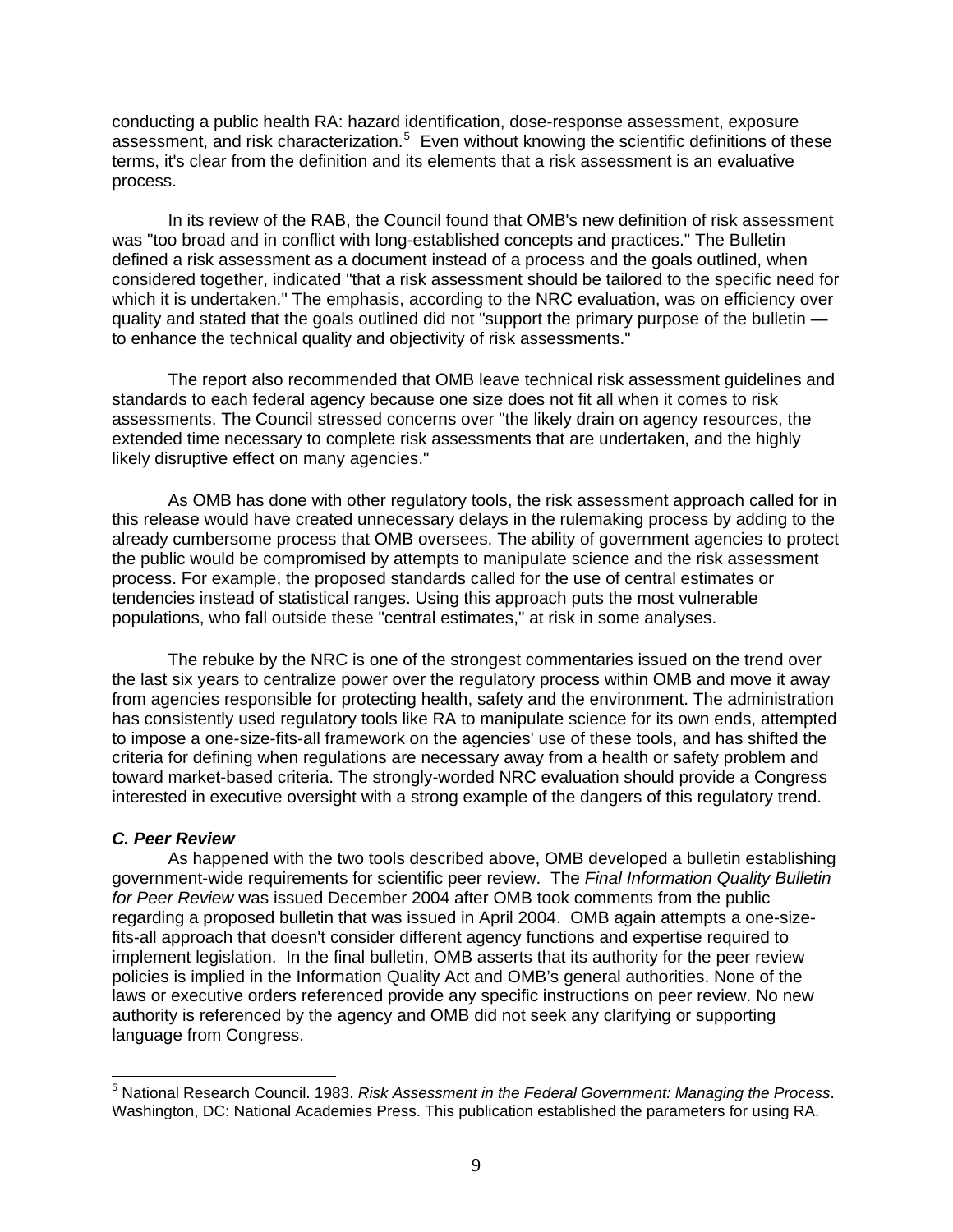conducting a public health RA: hazard identification, dose-response assessment, exposure assessment, and risk characterization.[5] Even without knowing the scientific definitions of these terms, it's clear from the definition and its elements that a risk assessment is an evaluative process.

In its review of the RAB, the Council found that OMB's new definition of risk assessment was "too broad and in conflict with long-established concepts and practices." The Bulletin defined a risk assessment as a document instead of a process and the goals outlined, when considered together, indicated "that a risk assessment should be tailored to the specific need for which it is undertaken." The emphasis, according to the NRC evaluation, was on efficiency over quality and stated that the goals outlined did not "support the primary purpose of the bulletin — to enhance the technical quality and objectivity of risk assessments."

The report also recommended that OMB leave technical risk assessment guidelines and standards to each federal agency because one size does not fit all when it comes to risk assessments. The Council stressed concerns over "the likely drain on agency resources, the extended time necessary to complete risk assessments that are undertaken, and the highly likely disruptive effect on many agencies."

As OMB has done with other regulatory tools, the risk assessment approach called for in this release would have created unnecessary delays in the rulemaking process by adding to the already cumbersome process that OMB oversees. The ability of government agencies to protect the public would be compromised by attempts to manipulate science and the risk assessment process. For example, the proposed standards called for the use of central estimates or tendencies instead of statistical ranges. Using this approach puts the most vulnerable populations, who fall outside these "central estimates," at risk in some analyses.

The rebuke by the NRC is one of the strongest commentaries issued on the trend over the last six years to centralize power over the regulatory process within OMB and move it away from agencies responsible for protecting health, safety and the environment. The administration has consistently used regulatory tools like RA to manipulate science for its own ends, attempted to impose a one-size-fits-all framework on the agencies' use of these tools, and has shifted the criteria for defining when regulations are necessary away from a health or safety problem and toward market-based criteria. The strongly-worded NRC evaluation should provide a Congress interested in executive oversight with a strong example of the dangers of this regulatory trend.

### *C. Peer Review*

As happened with the two tools described above, OMB developed a bulletin establishing government-wide requirements for scientific peer review. The *Final Information Quality Bulletin for Peer Review* was issued December 2004 after OMB took comments from the public regarding a proposed bulletin that was issued in April 2004. OMB again attempts a one-size-fits-all approach that doesn't consider different agency functions and expertise required to implement legislation. In the final bulletin, OMB asserts that its authority for the peer review policies is implied in the Information Quality Act and OMB's general authorities. None of the laws or executive orders referenced provide any specific instructions on peer review. No new authority is referenced by the agency and OMB did not seek any clarifying or supporting language from Congress.

---

[5] National Research Council. 1983. *Risk Assessment in the Federal Government: Managing the Process*. Washington, DC: National Academies Press. This publication established the parameters for using RA.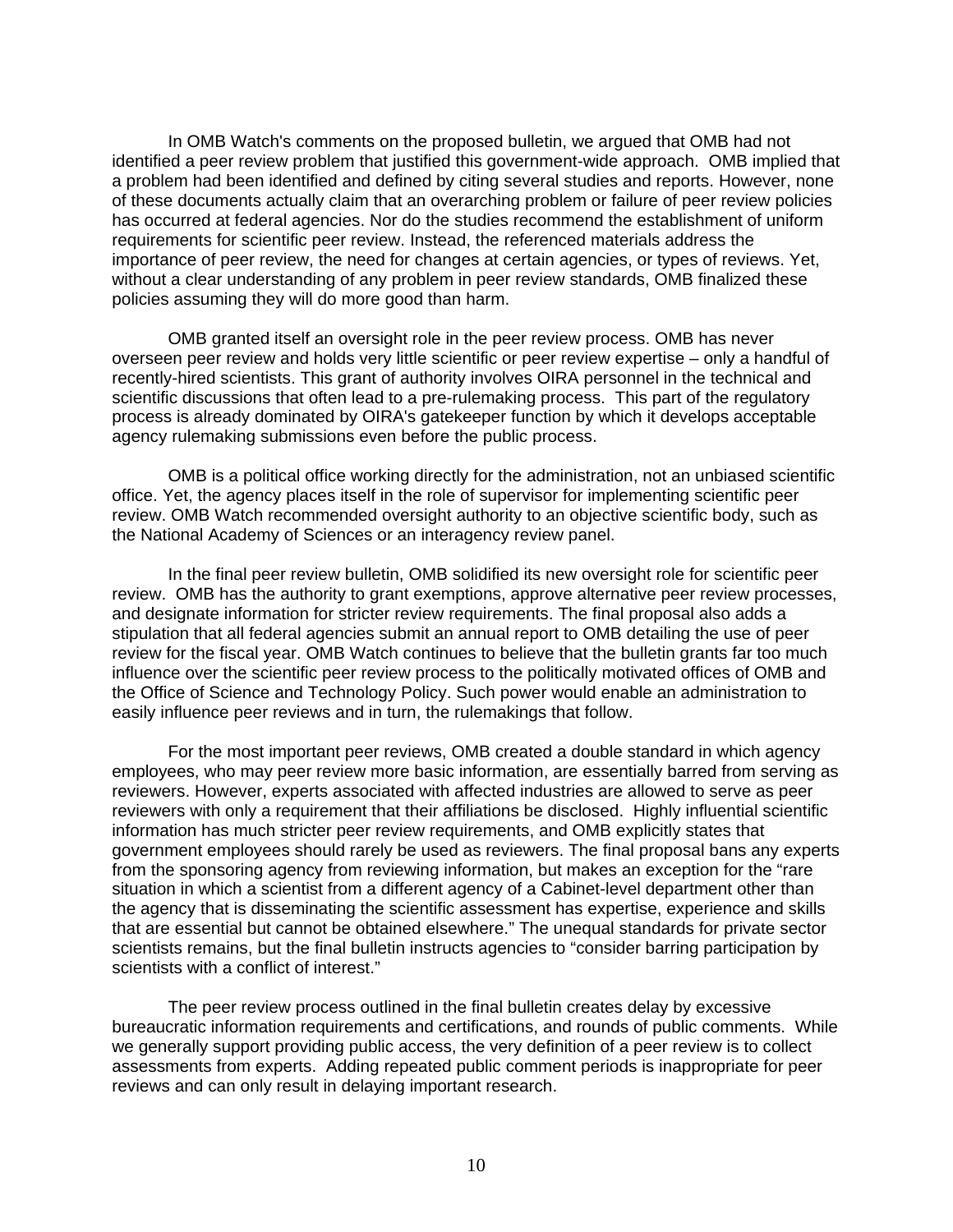In OMB Watch's comments on the proposed bulletin, we argued that OMB had not identified a peer review problem that justified this government-wide approach. OMB implied that a problem had been identified and defined by citing several studies and reports. However, none of these documents actually claim that an overarching problem or failure of peer review policies has occurred at federal agencies. Nor do the studies recommend the establishment of uniform requirements for scientific peer review. Instead, the referenced materials address the importance of peer review, the need for changes at certain agencies, or types of reviews. Yet, without a clear understanding of any problem in peer review standards, OMB finalized these policies assuming they will do more good than harm.

OMB granted itself an oversight role in the peer review process. OMB has never overseen peer review and holds very little scientific or peer review expertise – only a handful of recently-hired scientists. This grant of authority involves OIRA personnel in the technical and scientific discussions that often lead to a pre-rulemaking process. This part of the regulatory process is already dominated by OIRA's gatekeeper function by which it develops acceptable agency rulemaking submissions even before the public process.

OMB is a political office working directly for the administration, not an unbiased scientific office. Yet, the agency places itself in the role of supervisor for implementing scientific peer review. OMB Watch recommended oversight authority to an objective scientific body, such as the National Academy of Sciences or an interagency review panel.

In the final peer review bulletin, OMB solidified its new oversight role for scientific peer review. OMB has the authority to grant exemptions, approve alternative peer review processes, and designate information for stricter review requirements. The final proposal also adds a stipulation that all federal agencies submit an annual report to OMB detailing the use of peer review for the fiscal year. OMB Watch continues to believe that the bulletin grants far too much influence over the scientific peer review process to the politically motivated offices of OMB and the Office of Science and Technology Policy. Such power would enable an administration to easily influence peer reviews and in turn, the rulemakings that follow.

For the most important peer reviews, OMB created a double standard in which agency employees, who may peer review more basic information, are essentially barred from serving as reviewers. However, experts associated with affected industries are allowed to serve as peer reviewers with only a requirement that their affiliations be disclosed. Highly influential scientific information has much stricter peer review requirements, and OMB explicitly states that government employees should rarely be used as reviewers. The final proposal bans any experts from the sponsoring agency from reviewing information, but makes an exception for the "rare situation in which a scientist from a different agency of a Cabinet-level department other than the agency that is disseminating the scientific assessment has expertise, experience and skills that are essential but cannot be obtained elsewhere." The unequal standards for private sector scientists remains, but the final bulletin instructs agencies to "consider barring participation by scientists with a conflict of interest."

The peer review process outlined in the final bulletin creates delay by excessive bureaucratic information requirements and certifications, and rounds of public comments. While we generally support providing public access, the very definition of a peer review is to collect assessments from experts. Adding repeated public comment periods is inappropriate for peer reviews and can only result in delaying important research.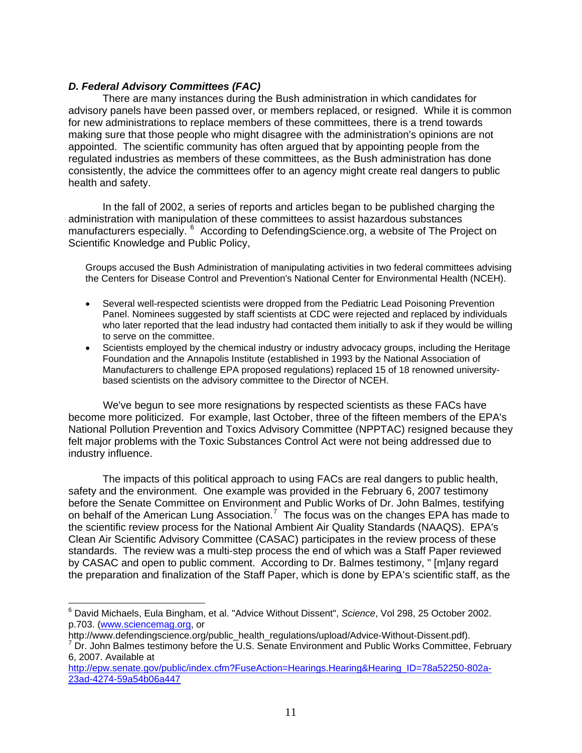### *D. Federal Advisory Committees (FAC)*

There are many instances during the Bush administration in which candidates for advisory panels have been passed over, or members replaced, or resigned. While it is common for new administrations to replace members of these committees, there is a trend towards making sure that those people who might disagree with the administration's opinions are not appointed. The scientific community has often argued that by appointing people from the regulated industries as members of these committees, as the Bush administration has done consistently, the advice the committees offer to an agency might create real dangers to public health and safety.

In the fall of 2002, a series of reports and articles began to be published charging the administration with manipulation of these committees to assist hazardous substances manufacturers especially. [6] According to DefendingScience.org, a website of The Project on Scientific Knowledge and Public Policy,

> Groups accused the Bush Administration of manipulating activities in two federal committees advising the Centers for Disease Control and Prevention's National Center for Environmental Health (NCEH).
>
> - Several well-respected scientists were dropped from the Pediatric Lead Poisoning Prevention Panel. Nominees suggested by staff scientists at CDC were rejected and replaced by individuals who later reported that the lead industry had contacted them initially to ask if they would be willing to serve on the committee.
> - Scientists employed by the chemical industry or industry advocacy groups, including the Heritage Foundation and the Annapolis Institute (established in 1993 by the National Association of Manufacturers to challenge EPA proposed regulations) replaced 15 of 18 renowned university-based scientists on the advisory committee to the Director of NCEH.

We've begun to see more resignations by respected scientists as these FACs have become more politicized. For example, last October, three of the fifteen members of the EPA's National Pollution Prevention and Toxics Advisory Committee (NPPTAC) resigned because they felt major problems with the Toxic Substances Control Act were not being addressed due to industry influence.

The impacts of this political approach to using FACs are real dangers to public health, safety and the environment. One example was provided in the February 6, 2007 testimony before the Senate Committee on Environment and Public Works of Dr. John Balmes, testifying on behalf of the American Lung Association.[7] The focus was on the changes EPA has made to the scientific review process for the National Ambient Air Quality Standards (NAAQS). EPA's Clean Air Scientific Advisory Committee (CASAC) participates in the review process of these standards. The review was a multi-step process the end of which was a Staff Paper reviewed by CASAC and open to public comment. According to Dr. Balmes testimony, " [m]any regard the preparation and finalization of the Staff Paper, which is done by EPA's scientific staff, as the

---

[6] David Michaels, Eula Bingham, et al. "Advice Without Dissent", *Science*, Vol 298, 25 October 2002. p.703. ([www.sciencemag.org](www.sciencemag.org), or http://www.defendingscience.org/public_health_regulations/upload/Advice-Without-Dissent.pdf).

[7] Dr. John Balmes testimony before the U.S. Senate Environment and Public Works Committee, February 6, 2007. Available at [http://epw.senate.gov/public/index.cfm?FuseAction=Hearings.Hearing&Hearing_ID=78a52250-802a-23ad-4274-59a54b06a447](http://epw.senate.gov/public/index.cfm?FuseAction=Hearings.Hearing&Hearing_ID=78a52250-802a-23ad-4274-59a54b06a447)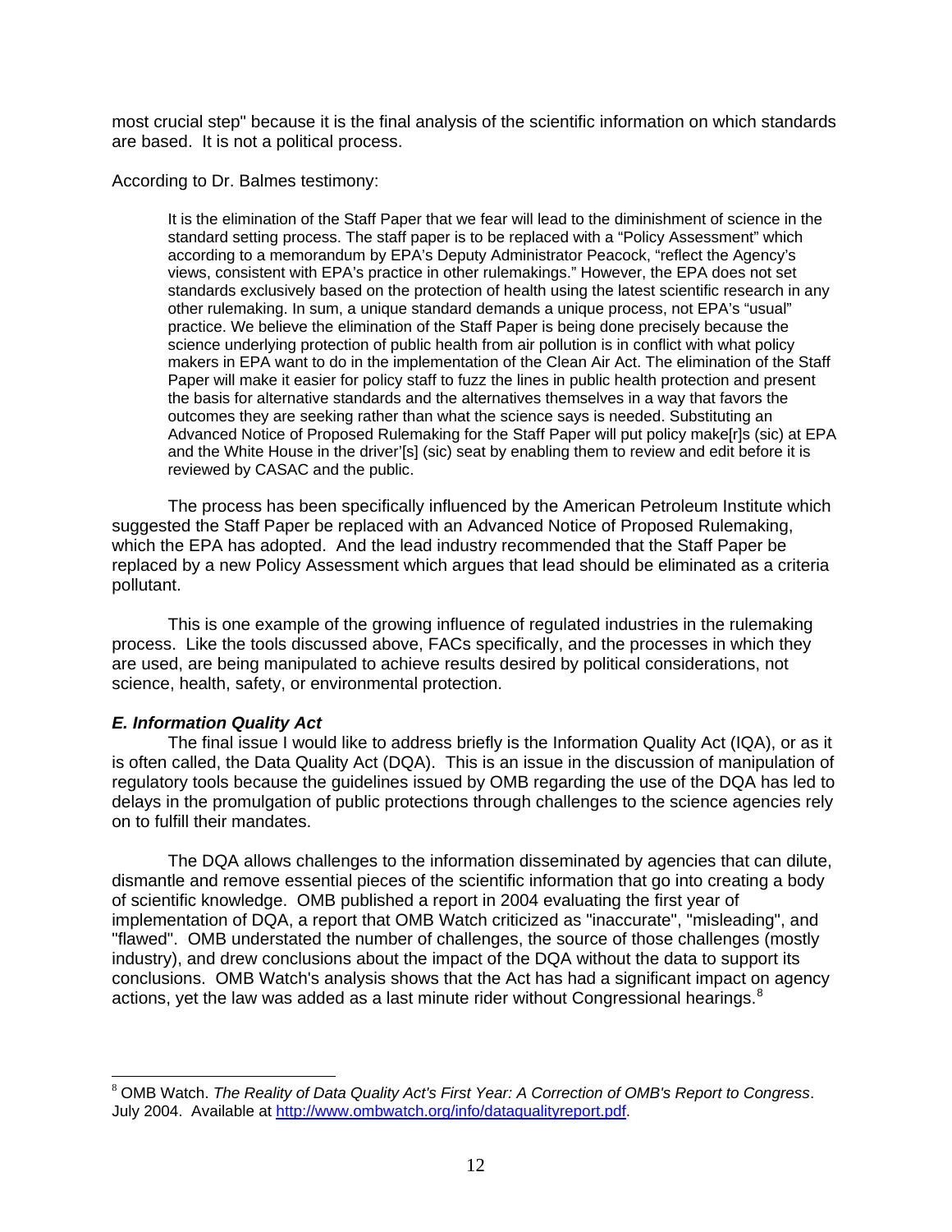most crucial step" because it is the final analysis of the scientific information on which standards are based. It is not a political process.

According to Dr. Balmes testimony:

> It is the elimination of the Staff Paper that we fear will lead to the diminishment of science in the standard setting process. The staff paper is to be replaced with a "Policy Assessment" which according to a memorandum by EPA's Deputy Administrator Peacock, "reflect the Agency's views, consistent with EPA's practice in other rulemakings." However, the EPA does not set standards exclusively based on the protection of health using the latest scientific research in any other rulemaking. In sum, a unique standard demands a unique process, not EPA's "usual" practice. We believe the elimination of the Staff Paper is being done precisely because the science underlying protection of public health from air pollution is in conflict with what policy makers in EPA want to do in the implementation of the Clean Air Act. The elimination of the Staff Paper will make it easier for policy staff to fuzz the lines in public health protection and present the basis for alternative standards and the alternatives themselves in a way that favors the outcomes they are seeking rather than what the science says is needed. Substituting an Advanced Notice of Proposed Rulemaking for the Staff Paper will put policy make[r]s (sic) at EPA and the White House in the driver'[s] (sic) seat by enabling them to review and edit before it is reviewed by CASAC and the public.

The process has been specifically influenced by the American Petroleum Institute which suggested the Staff Paper be replaced with an Advanced Notice of Proposed Rulemaking, which the EPA has adopted. And the lead industry recommended that the Staff Paper be replaced by a new Policy Assessment which argues that lead should be eliminated as a criteria pollutant.

This is one example of the growing influence of regulated industries in the rulemaking process. Like the tools discussed above, FACs specifically, and the processes in which they are used, are being manipulated to achieve results desired by political considerations, not science, health, safety, or environmental protection.

### *E. Information Quality Act*

The final issue I would like to address briefly is the Information Quality Act (IQA), or as it is often called, the Data Quality Act (DQA). This is an issue in the discussion of manipulation of regulatory tools because the guidelines issued by OMB regarding the use of the DQA has led to delays in the promulgation of public protections through challenges to the science agencies rely on to fulfill their mandates.

The DQA allows challenges to the information disseminated by agencies that can dilute, dismantle and remove essential pieces of the scientific information that go into creating a body of scientific knowledge. OMB published a report in 2004 evaluating the first year of implementation of DQA, a report that OMB Watch criticized as "inaccurate", "misleading", and "flawed". OMB understated the number of challenges, the source of those challenges (mostly industry), and drew conclusions about the impact of the DQA without the data to support its conclusions. OMB Watch's analysis shows that the Act has had a significant impact on agency actions, yet the law was added as a last minute rider without Congressional hearings.[8]

---

[8] OMB Watch. *The Reality of Data Quality Act's First Year: A Correction of OMB's Report to Congress*. July 2004. Available at http://www.ombwatch.org/info/dataqualityreport.pdf.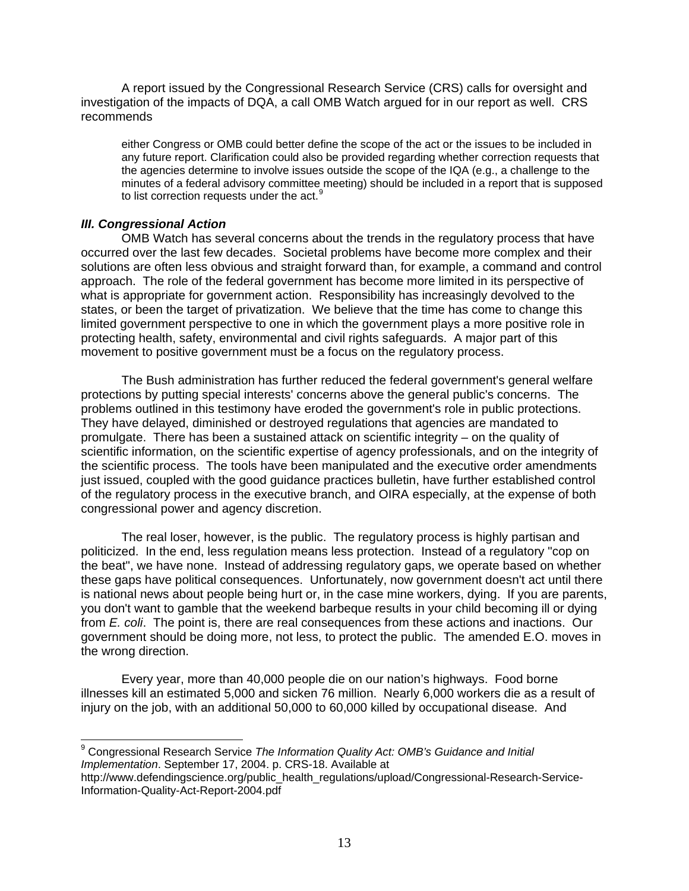A report issued by the Congressional Research Service (CRS) calls for oversight and investigation of the impacts of DQA, a call OMB Watch argued for in our report as well. CRS recommends

> either Congress or OMB could better define the scope of the act or the issues to be included in any future report. Clarification could also be provided regarding whether correction requests that the agencies determine to involve issues outside the scope of the IQA (e.g., a challenge to the minutes of a federal advisory committee meeting) should be included in a report that is supposed to list correction requests under the act.[9]

### *III. Congressional Action*

OMB Watch has several concerns about the trends in the regulatory process that have occurred over the last few decades. Societal problems have become more complex and their solutions are often less obvious and straight forward than, for example, a command and control approach. The role of the federal government has become more limited in its perspective of what is appropriate for government action. Responsibility has increasingly devolved to the states, or been the target of privatization. We believe that the time has come to change this limited government perspective to one in which the government plays a more positive role in protecting health, safety, environmental and civil rights safeguards. A major part of this movement to positive government must be a focus on the regulatory process.

The Bush administration has further reduced the federal government's general welfare protections by putting special interests' concerns above the general public's concerns. The problems outlined in this testimony have eroded the government's role in public protections. They have delayed, diminished or destroyed regulations that agencies are mandated to promulgate. There has been a sustained attack on scientific integrity – on the quality of scientific information, on the scientific expertise of agency professionals, and on the integrity of the scientific process. The tools have been manipulated and the executive order amendments just issued, coupled with the good guidance practices bulletin, have further established control of the regulatory process in the executive branch, and OIRA especially, at the expense of both congressional power and agency discretion.

The real loser, however, is the public. The regulatory process is highly partisan and politicized. In the end, less regulation means less protection. Instead of a regulatory "cop on the beat", we have none. Instead of addressing regulatory gaps, we operate based on whether these gaps have political consequences. Unfortunately, now government doesn't act until there is national news about people being hurt or, in the case mine workers, dying. If you are parents, you don't want to gamble that the weekend barbeque results in your child becoming ill or dying from *E. coli*. The point is, there are real consequences from these actions and inactions. Our government should be doing more, not less, to protect the public. The amended E.O. moves in the wrong direction.

Every year, more than 40,000 people die on our nation's highways. Food borne illnesses kill an estimated 5,000 and sicken 76 million. Nearly 6,000 workers die as a result of injury on the job, with an additional 50,000 to 60,000 killed by occupational disease. And

---

[9] Congressional Research Service *The Information Quality Act: OMB's Guidance and Initial Implementation*. September 17, 2004. p. CRS-18. Available at http://www.defendingscience.org/public_health_regulations/upload/Congressional-Research-Service-Information-Quality-Act-Report-2004.pdf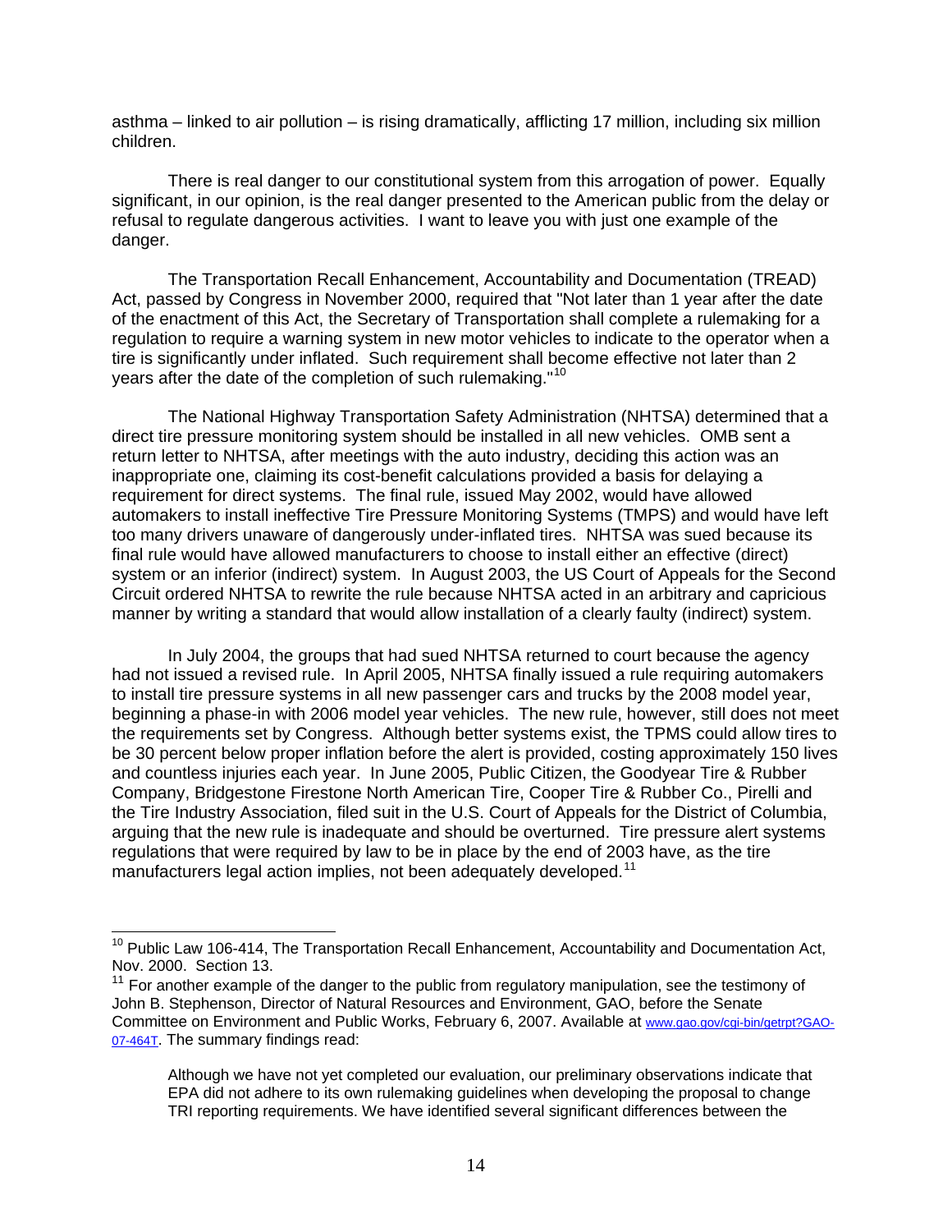asthma – linked to air pollution – is rising dramatically, afflicting 17 million, including six million children.

There is real danger to our constitutional system from this arrogation of power. Equally significant, in our opinion, is the real danger presented to the American public from the delay or refusal to regulate dangerous activities. I want to leave you with just one example of the danger.

The Transportation Recall Enhancement, Accountability and Documentation (TREAD) Act, passed by Congress in November 2000, required that "Not later than 1 year after the date of the enactment of this Act, the Secretary of Transportation shall complete a rulemaking for a regulation to require a warning system in new motor vehicles to indicate to the operator when a tire is significantly under inflated. Such requirement shall become effective not later than 2 years after the date of the completion of such rulemaking."[10]

The National Highway Transportation Safety Administration (NHTSA) determined that a direct tire pressure monitoring system should be installed in all new vehicles. OMB sent a return letter to NHTSA, after meetings with the auto industry, deciding this action was an inappropriate one, claiming its cost-benefit calculations provided a basis for delaying a requirement for direct systems. The final rule, issued May 2002, would have allowed automakers to install ineffective Tire Pressure Monitoring Systems (TMPS) and would have left too many drivers unaware of dangerously under-inflated tires. NHTSA was sued because its final rule would have allowed manufacturers to choose to install either an effective (direct) system or an inferior (indirect) system. In August 2003, the US Court of Appeals for the Second Circuit ordered NHTSA to rewrite the rule because NHTSA acted in an arbitrary and capricious manner by writing a standard that would allow installation of a clearly faulty (indirect) system.

In July 2004, the groups that had sued NHTSA returned to court because the agency had not issued a revised rule. In April 2005, NHTSA finally issued a rule requiring automakers to install tire pressure systems in all new passenger cars and trucks by the 2008 model year, beginning a phase-in with 2006 model year vehicles. The new rule, however, still does not meet the requirements set by Congress. Although better systems exist, the TPMS could allow tires to be 30 percent below proper inflation before the alert is provided, costing approximately 150 lives and countless injuries each year. In June 2005, Public Citizen, the Goodyear Tire & Rubber Company, Bridgestone Firestone North American Tire, Cooper Tire & Rubber Co., Pirelli and the Tire Industry Association, filed suit in the U.S. Court of Appeals for the District of Columbia, arguing that the new rule is inadequate and should be overturned. Tire pressure alert systems regulations that were required by law to be in place by the end of 2003 have, as the tire manufacturers legal action implies, not been adequately developed.[11]

---

[10] Public Law 106-414, The Transportation Recall Enhancement, Accountability and Documentation Act, Nov. 2000. Section 13.

[11] For another example of the danger to the public from regulatory manipulation, see the testimony of John B. Stephenson, Director of Natural Resources and Environment, GAO, before the Senate Committee on Environment and Public Works, February 6, 2007. Available at www.gao.gov/cgi-bin/getrpt?GAO-07-464T. The summary findings read:

> Although we have not yet completed our evaluation, our preliminary observations indicate that EPA did not adhere to its own rulemaking guidelines when developing the proposal to change TRI reporting requirements. We have identified several significant differences between the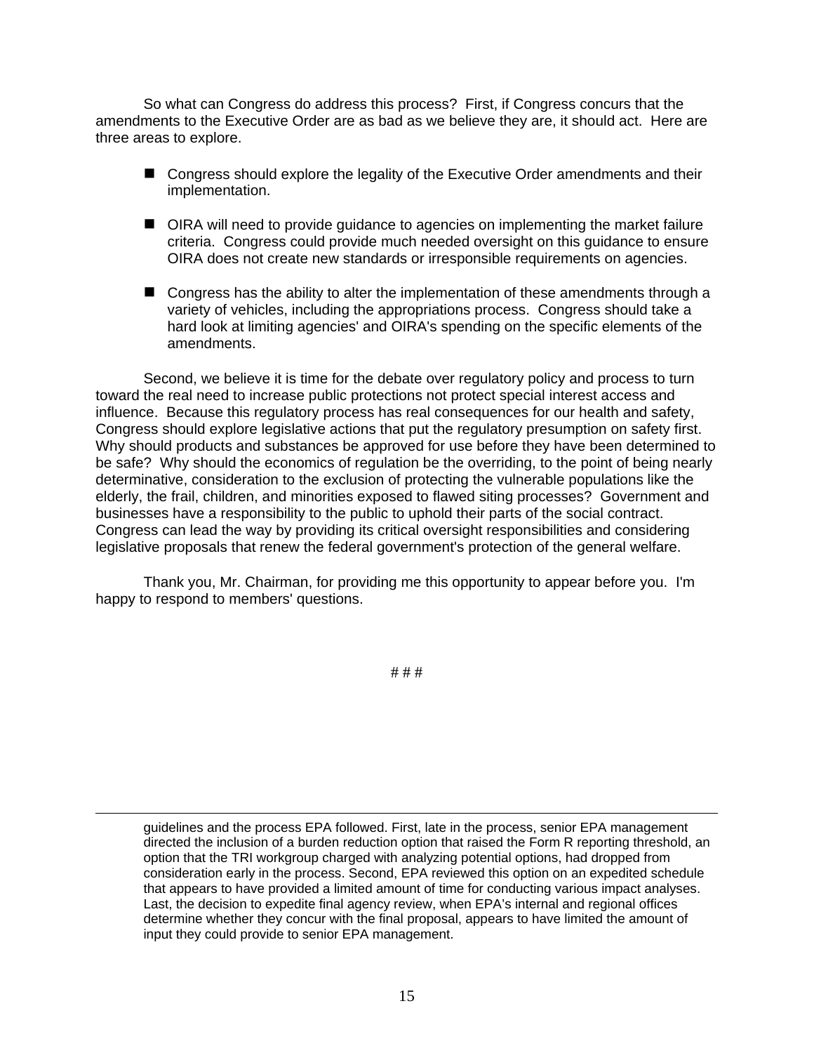So what can Congress do address this process? First, if Congress concurs that the amendments to the Executive Order are as bad as we believe they are, it should act. Here are three areas to explore.

- Congress should explore the legality of the Executive Order amendments and their implementation.
- OIRA will need to provide guidance to agencies on implementing the market failure criteria. Congress could provide much needed oversight on this guidance to ensure OIRA does not create new standards or irresponsible requirements on agencies.
- Congress has the ability to alter the implementation of these amendments through a variety of vehicles, including the appropriations process. Congress should take a hard look at limiting agencies' and OIRA's spending on the specific elements of the amendments.

Second, we believe it is time for the debate over regulatory policy and process to turn toward the real need to increase public protections not protect special interest access and influence. Because this regulatory process has real consequences for our health and safety, Congress should explore legislative actions that put the regulatory presumption on safety first. Why should products and substances be approved for use before they have been determined to be safe? Why should the economics of regulation be the overriding, to the point of being nearly determinative, consideration to the exclusion of protecting the vulnerable populations like the elderly, the frail, children, and minorities exposed to flawed siting processes? Government and businesses have a responsibility to the public to uphold their parts of the social contract. Congress can lead the way by providing its critical oversight responsibilities and considering legislative proposals that renew the federal government's protection of the general welfare.

Thank you, Mr. Chairman, for providing me this opportunity to appear before you. I'm happy to respond to members' questions.

# # #

---

guidelines and the process EPA followed. First, late in the process, senior EPA management directed the inclusion of a burden reduction option that raised the Form R reporting threshold, an option that the TRI workgroup charged with analyzing potential options, had dropped from consideration early in the process. Second, EPA reviewed this option on an expedited schedule that appears to have provided a limited amount of time for conducting various impact analyses. Last, the decision to expedite final agency review, when EPA's internal and regional offices determine whether they concur with the final proposal, appears to have limited the amount of input they could provide to senior EPA management.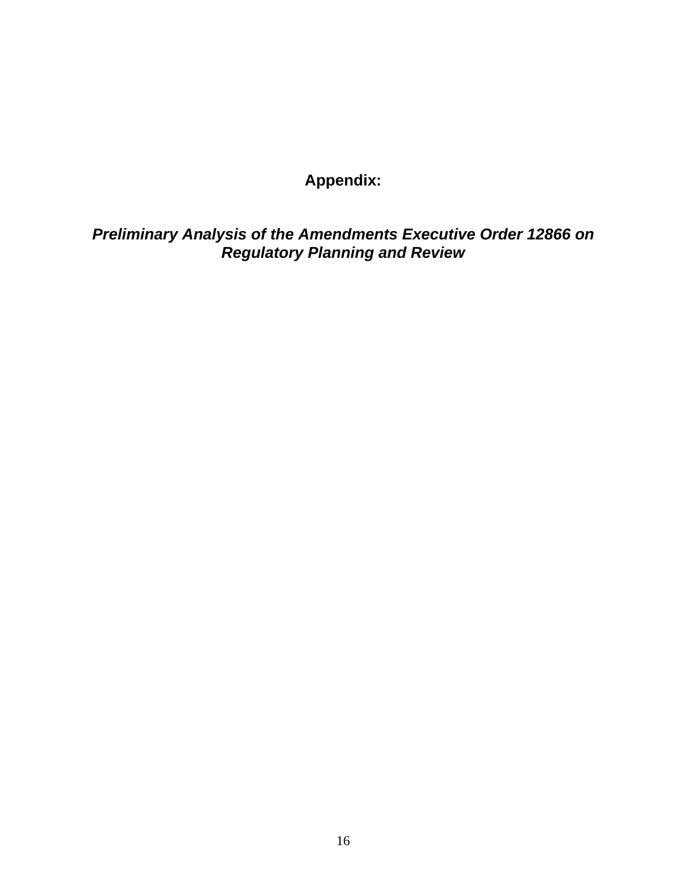# **Appendix:**

## ***Preliminary Analysis of the Amendments Executive Order 12866 on Regulatory Planning and Review***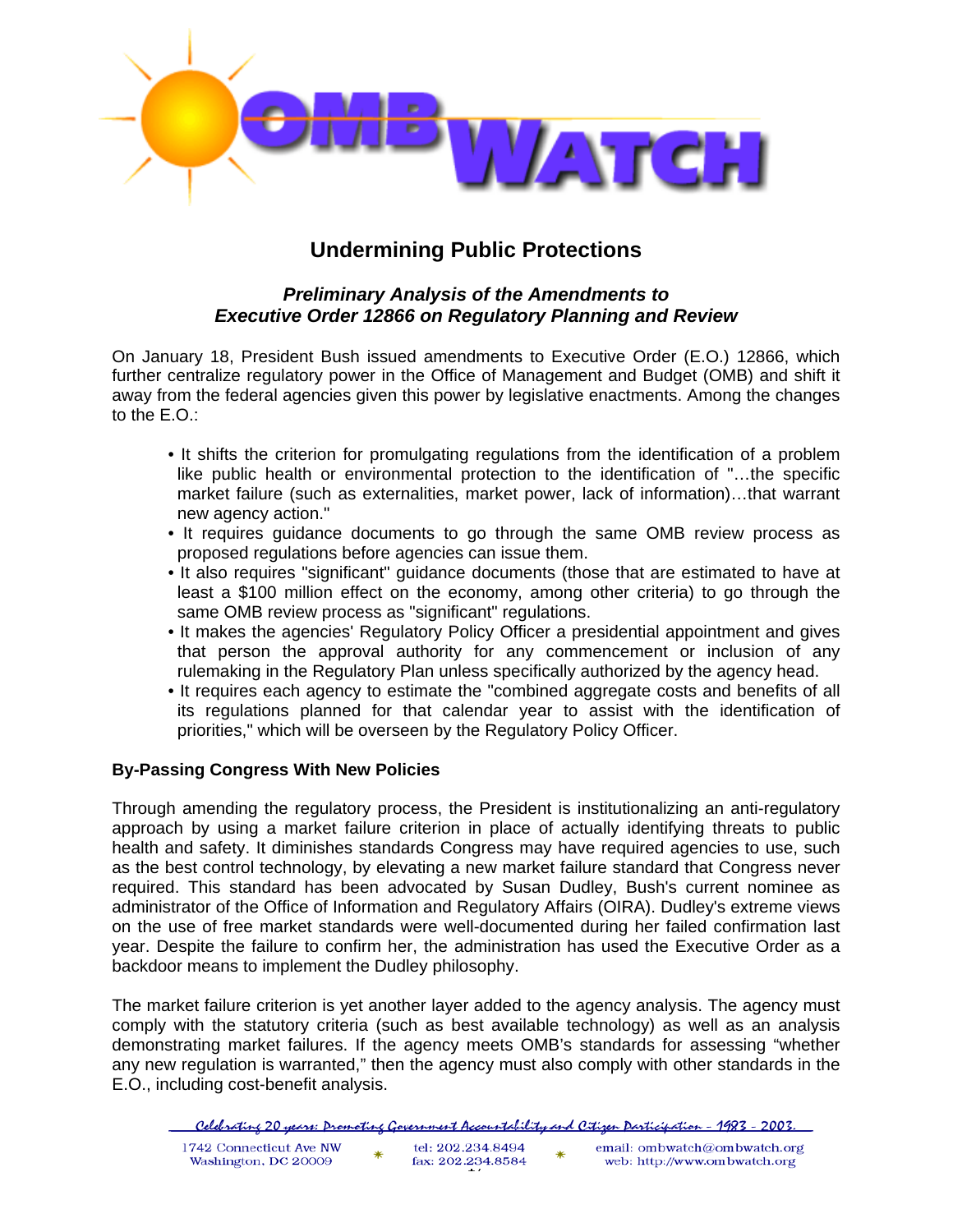# Undermining Public Protections

### *Preliminary Analysis of the Amendments to Executive Order 12866 on Regulatory Planning and Review*

On January 18, President Bush issued amendments to Executive Order (E.O.) 12866, which further centralize regulatory power in the Office of Management and Budget (OMB) and shift it away from the federal agencies given this power by legislative enactments. Among the changes to the E.O.:

- It shifts the criterion for promulgating regulations from the identification of a problem like public health or environmental protection to the identification of "…the specific market failure (such as externalities, market power, lack of information)…that warrant new agency action."
- It requires guidance documents to go through the same OMB review process as proposed regulations before agencies can issue them.
- It also requires "significant" guidance documents (those that are estimated to have at least a $100 million effect on the economy, among other criteria) to go through the same OMB review process as "significant" regulations.
- It makes the agencies' Regulatory Policy Officer a presidential appointment and gives that person the approval authority for any commencement or inclusion of any rulemaking in the Regulatory Plan unless specifically authorized by the agency head.
- It requires each agency to estimate the "combined aggregate costs and benefits of all its regulations planned for that calendar year to assist with the identification of priorities," which will be overseen by the Regulatory Policy Officer.

**By-Passing Congress With New Policies**

Through amending the regulatory process, the President is institutionalizing an anti-regulatory approach by using a market failure criterion in place of actually identifying threats to public health and safety. It diminishes standards Congress may have required agencies to use, such as the best control technology, by elevating a new market failure standard that Congress never required. This standard has been advocated by Susan Dudley, Bush's current nominee as administrator of the Office of Information and Regulatory Affairs (OIRA). Dudley's extreme views on the use of free market standards were well-documented during her failed confirmation last year. Despite the failure to confirm her, the administration has used the Executive Order as a backdoor means to implement the Dudley philosophy.

The market failure criterion is yet another layer added to the agency analysis. The agency must comply with the statutory criteria (such as best available technology) as well as an analysis demonstrating market failures. If the agency meets OMB's standards for assessing "whether any new regulation is warranted," then the agency must also comply with other standards in the E.O., including cost-benefit analysis.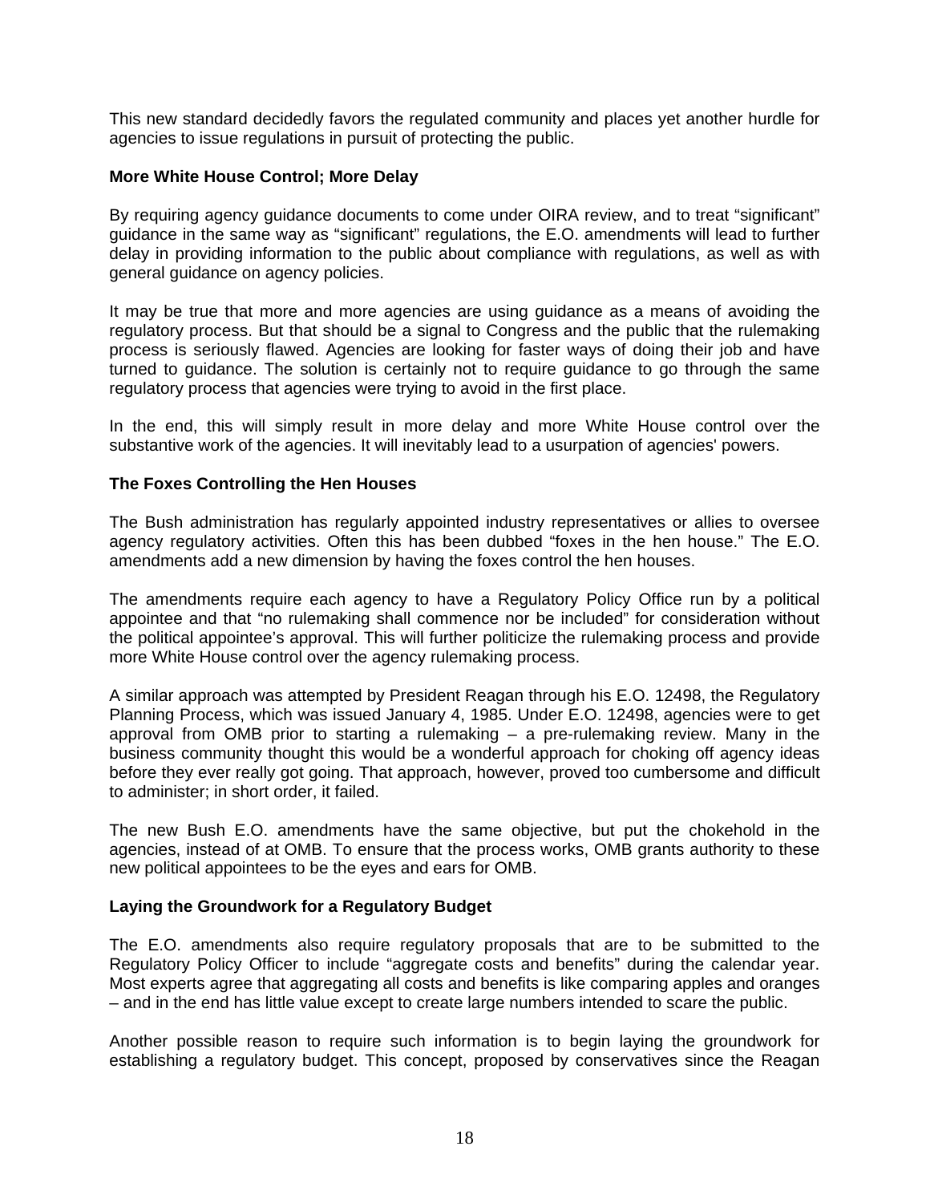This new standard decidedly favors the regulated community and places yet another hurdle for agencies to issue regulations in pursuit of protecting the public.

**More White House Control; More Delay**

By requiring agency guidance documents to come under OIRA review, and to treat "significant" guidance in the same way as "significant" regulations, the E.O. amendments will lead to further delay in providing information to the public about compliance with regulations, as well as with general guidance on agency policies.

It may be true that more and more agencies are using guidance as a means of avoiding the regulatory process. But that should be a signal to Congress and the public that the rulemaking process is seriously flawed. Agencies are looking for faster ways of doing their job and have turned to guidance. The solution is certainly not to require guidance to go through the same regulatory process that agencies were trying to avoid in the first place.

In the end, this will simply result in more delay and more White House control over the substantive work of the agencies. It will inevitably lead to a usurpation of agencies' powers.

**The Foxes Controlling the Hen Houses**

The Bush administration has regularly appointed industry representatives or allies to oversee agency regulatory activities. Often this has been dubbed "foxes in the hen house." The E.O. amendments add a new dimension by having the foxes control the hen houses.

The amendments require each agency to have a Regulatory Policy Office run by a political appointee and that "no rulemaking shall commence nor be included" for consideration without the political appointee's approval. This will further politicize the rulemaking process and provide more White House control over the agency rulemaking process.

A similar approach was attempted by President Reagan through his E.O. 12498, the Regulatory Planning Process, which was issued January 4, 1985. Under E.O. 12498, agencies were to get approval from OMB prior to starting a rulemaking – a pre-rulemaking review. Many in the business community thought this would be a wonderful approach for choking off agency ideas before they ever really got going. That approach, however, proved too cumbersome and difficult to administer; in short order, it failed.

The new Bush E.O. amendments have the same objective, but put the chokehold in the agencies, instead of at OMB. To ensure that the process works, OMB grants authority to these new political appointees to be the eyes and ears for OMB.

**Laying the Groundwork for a Regulatory Budget**

The E.O. amendments also require regulatory proposals that are to be submitted to the Regulatory Policy Officer to include "aggregate costs and benefits" during the calendar year. Most experts agree that aggregating all costs and benefits is like comparing apples and oranges – and in the end has little value except to create large numbers intended to scare the public.

Another possible reason to require such information is to begin laying the groundwork for establishing a regulatory budget. This concept, proposed by conservatives since the Reagan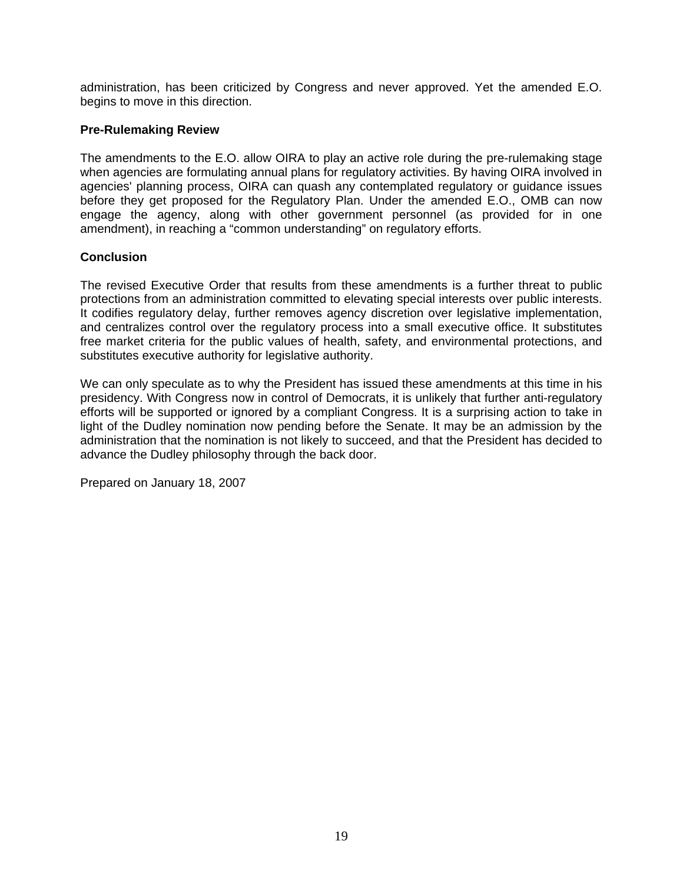administration, has been criticized by Congress and never approved. Yet the amended E.O. begins to move in this direction.

**Pre-Rulemaking Review**

The amendments to the E.O. allow OIRA to play an active role during the pre-rulemaking stage when agencies are formulating annual plans for regulatory activities. By having OIRA involved in agencies' planning process, OIRA can quash any contemplated regulatory or guidance issues before they get proposed for the Regulatory Plan. Under the amended E.O., OMB can now engage the agency, along with other government personnel (as provided for in one amendment), in reaching a "common understanding" on regulatory efforts.

**Conclusion**

The revised Executive Order that results from these amendments is a further threat to public protections from an administration committed to elevating special interests over public interests. It codifies regulatory delay, further removes agency discretion over legislative implementation, and centralizes control over the regulatory process into a small executive office. It substitutes free market criteria for the public values of health, safety, and environmental protections, and substitutes executive authority for legislative authority.

We can only speculate as to why the President has issued these amendments at this time in his presidency. With Congress now in control of Democrats, it is unlikely that further anti-regulatory efforts will be supported or ignored by a compliant Congress. It is a surprising action to take in light of the Dudley nomination now pending before the Senate. It may be an admission by the administration that the nomination is not likely to succeed, and that the President has decided to advance the Dudley philosophy through the back door.

Prepared on January 18, 2007